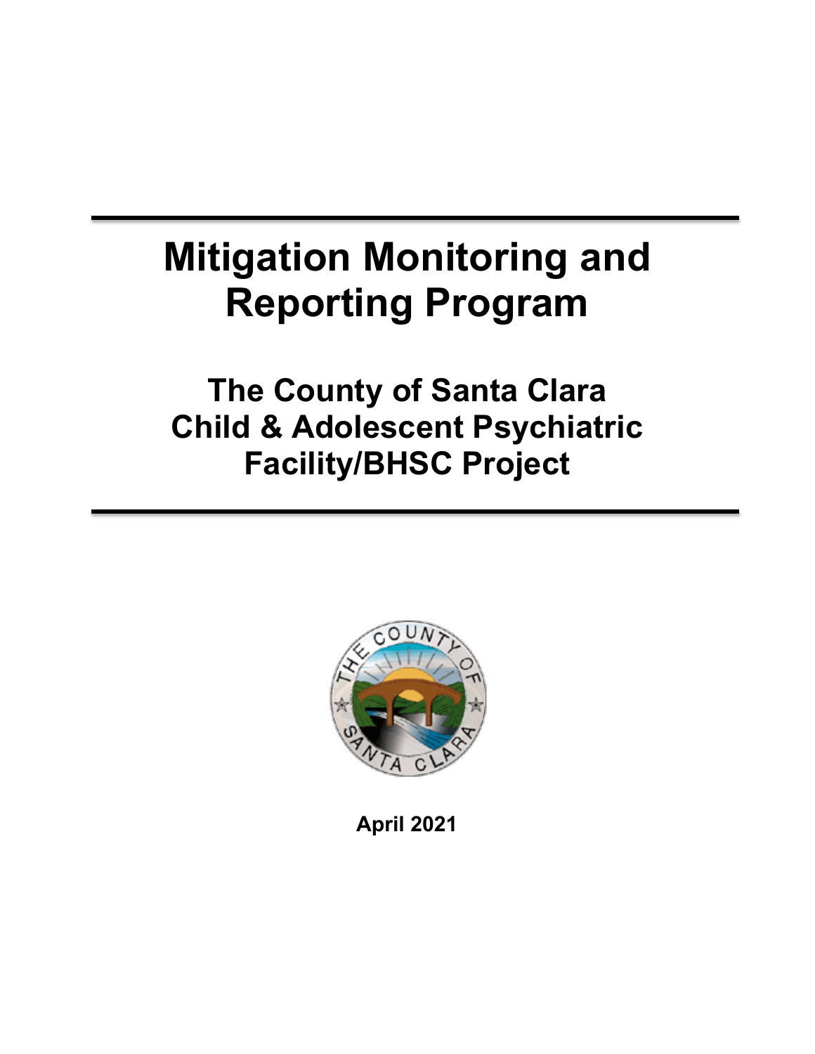# Mitigation Monitoring and Reporting Program

## The County of Santa Clara Child & Adolescent Psychiatric Facility/BHSC Project

**April 2021**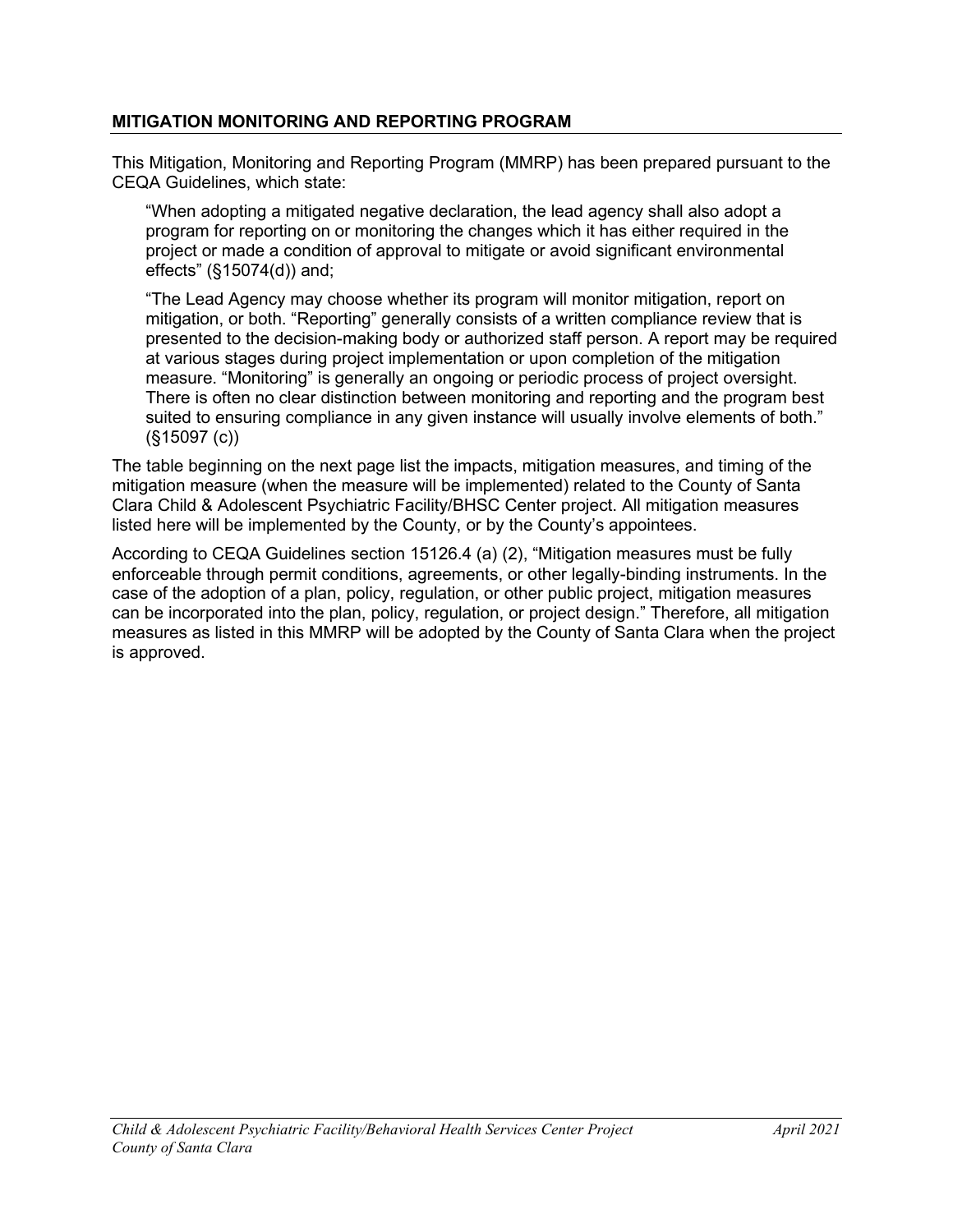## MITIGATION MONITORING AND REPORTING PROGRAM

This Mitigation, Monitoring and Reporting Program (MMRP) has been prepared pursuant to the CEQA Guidelines, which state:

> "When adopting a mitigated negative declaration, the lead agency shall also adopt a program for reporting on or monitoring the changes which it has either required in the project or made a condition of approval to mitigate or avoid significant environmental effects" (§15074(d)) and;
>
> "The Lead Agency may choose whether its program will monitor mitigation, report on mitigation, or both. "Reporting" generally consists of a written compliance review that is presented to the decision-making body or authorized staff person. A report may be required at various stages during project implementation or upon completion of the mitigation measure. "Monitoring" is generally an ongoing or periodic process of project oversight. There is often no clear distinction between monitoring and reporting and the program best suited to ensuring compliance in any given instance will usually involve elements of both." (§15097 (c))

The table beginning on the next page list the impacts, mitigation measures, and timing of the mitigation measure (when the measure will be implemented) related to the County of Santa Clara Child & Adolescent Psychiatric Facility/BHSC Center project. All mitigation measures listed here will be implemented by the County, or by the County's appointees.

According to CEQA Guidelines section 15126.4 (a) (2), "Mitigation measures must be fully enforceable through permit conditions, agreements, or other legally-binding instruments. In the case of the adoption of a plan, policy, regulation, or other public project, mitigation measures can be incorporated into the plan, policy, regulation, or project design." Therefore, all mitigation measures as listed in this MMRP will be adopted by the County of Santa Clara when the project is approved.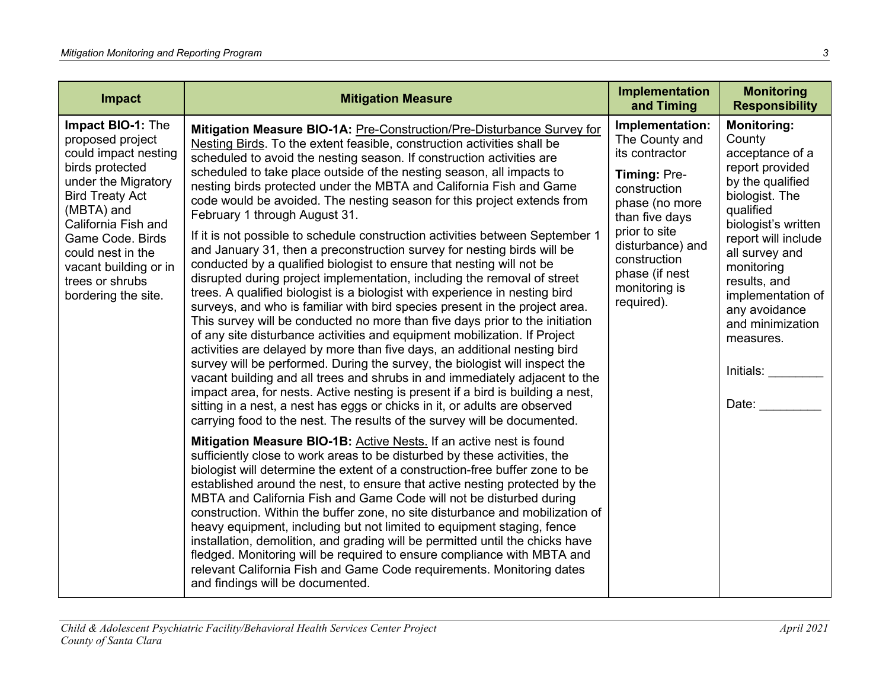| Impact | Mitigation Measure | Implementation and Timing | Monitoring Responsibility |
|---|---|---|---|
| **Impact BIO-1:** The proposed project could impact nesting birds protected under the Migratory Bird Treaty Act (MBTA) and California Fish and Game Code. Birds could nest in the vacant building or in trees or shrubs bordering the site. | **Mitigation Measure BIO-1A:** Pre-Construction/Pre-Disturbance Survey for Nesting Birds. To the extent feasible, construction activities shall be scheduled to avoid the nesting season. If construction activities are scheduled to take place outside of the nesting season, all impacts to nesting birds protected under the MBTA and California Fish and Game code would be avoided. The nesting season for this project extends from February 1 through August 31.<br><br>If it is not possible to schedule construction activities between September 1 and January 31, then a preconstruction survey for nesting birds will be conducted by a qualified biologist to ensure that nesting will not be disrupted during project implementation, including the removal of street trees. A qualified biologist is a biologist with experience in nesting bird surveys, and who is familiar with bird species present in the project area. This survey will be conducted no more than five days prior to the initiation of any site disturbance activities and equipment mobilization. If Project activities are delayed by more than five days, an additional nesting bird survey will be performed. During the survey, the biologist will inspect the vacant building and all trees and shrubs in and immediately adjacent to the impact area, for nests. Active nesting is present if a bird is building a nest, sitting in a nest, a nest has eggs or chicks in it, or adults are observed carrying food to the nest. The results of the survey will be documented.<br><br>**Mitigation Measure BIO-1B:** Active Nests. If an active nest is found sufficiently close to work areas to be disturbed by these activities, the biologist will determine the extent of a construction-free buffer zone to be established around the nest, to ensure that active nesting protected by the MBTA and California Fish and Game Code will not be disturbed during construction. Within the buffer zone, no site disturbance and mobilization of heavy equipment, including but not limited to equipment staging, fence installation, demolition, and grading will be permitted until the chicks have fledged. Monitoring will be required to ensure compliance with MBTA and relevant California Fish and Game Code requirements. Monitoring dates and findings will be documented. | **Implementation:** The County and its contractor<br><br>**Timing:** Pre-construction phase (no more than five days prior to site disturbance) and construction phase (if nest monitoring is required). | **Monitoring:** County acceptance of a report provided by the qualified biologist. The qualified biologist's written report will include all survey and monitoring results, and implementation of any avoidance and minimization measures.<br><br>Initials: ________<br><br>Date: _________ |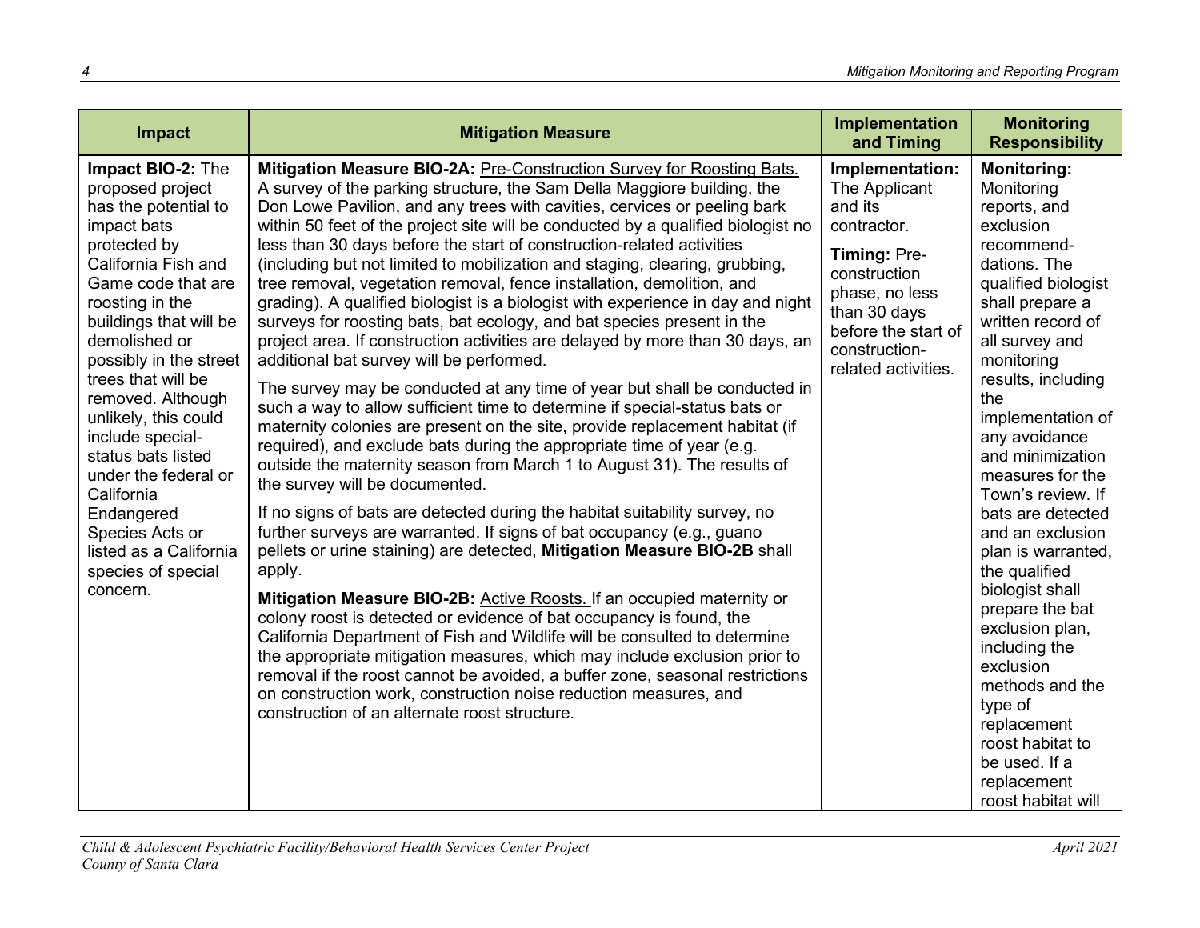| Impact | Mitigation Measure | Implementation and Timing | Monitoring Responsibility |
|---|---|---|---|
| **Impact BIO-2:** The proposed project has the potential to impact bats protected by California Fish and Game code that are roosting in the buildings that will be demolished or possibly in the street trees that will be removed. Although unlikely, this could include special-status bats listed under the federal or California Endangered Species Acts or listed as a California species of special concern. | **Mitigation Measure BIO-2A:** Pre-Construction Survey for Roosting Bats. A survey of the parking structure, the Sam Della Maggiore building, the Don Lowe Pavilion, and any trees with cavities, services or peeling bark within 50 feet of the project site will be conducted by a qualified biologist no less than 30 days before the start of construction-related activities (including but not limited to mobilization and staging, clearing, grubbing, tree removal, vegetation removal, fence installation, demolition, and grading). A qualified biologist is a biologist with experience in day and night surveys for roosting bats, bat ecology, and bat species present in the project area. If construction activities are delayed by more than 30 days, an additional bat survey will be performed.<br><br>The survey may be conducted at any time of year but shall be conducted in such a way to allow sufficient time to determine if special-status bats or maternity colonies are present on the site, provide replacement habitat (if required), and exclude bats during the appropriate time of year (e.g. outside the maternity season from March 1 to August 31). The results of the survey will be documented.<br><br>If no signs of bats are detected during the habitat suitability survey, no further surveys are warranted. If signs of bat occupancy (e.g., guano pellets or urine staining) are detected, **Mitigation Measure BIO-2B** shall apply.<br><br>**Mitigation Measure BIO-2B:** Active Roosts. If an occupied maternity or colony roost is detected or evidence of bat occupancy is found, the California Department of Fish and Wildlife will be consulted to determine the appropriate mitigation measures, which may include exclusion prior to removal if the roost cannot be avoided, a buffer zone, seasonal restrictions on construction work, construction noise reduction measures, and construction of an alternate roost structure. | **Implementation:** The Applicant and its contractor.<br><br>**Timing:** Pre-construction phase, no less than 30 days before the start of construction-related activities. | **Monitoring:** Monitoring reports, and exclusion recommend-dations. The qualified biologist shall prepare a written record of all survey and monitoring results, including the implementation of any avoidance and minimization measures for the Town's review. If bats are detected and an exclusion plan is warranted, the qualified biologist shall prepare the bat exclusion plan, including the exclusion methods and the type of replacement roost habitat to be used. If a replacement roost habitat will |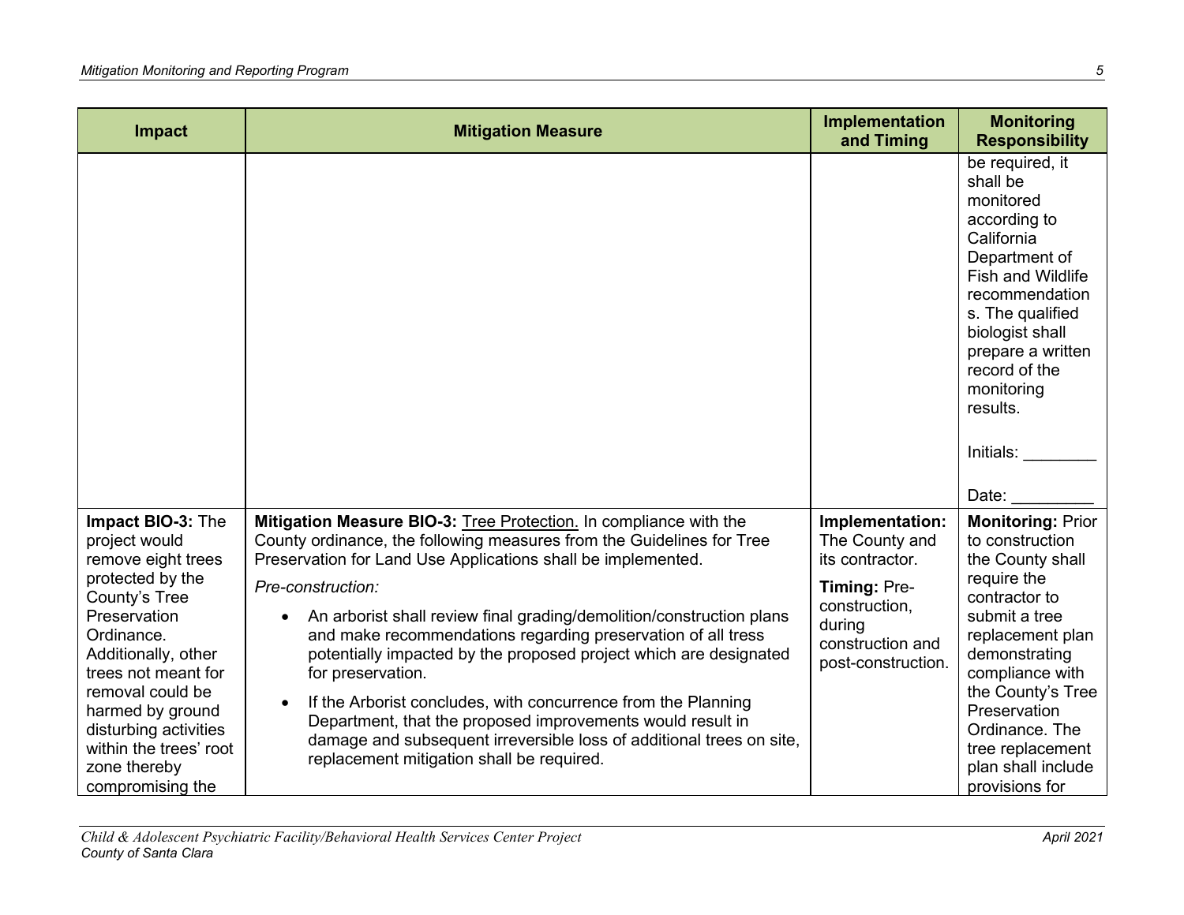| Impact | Mitigation Measure | Implementation and Timing | Monitoring Responsibility |
|---|---|---|---|
| | | | be required, it shall be monitored according to California Department of Fish and Wildlife recommendations. The qualified biologist shall prepare a written record of the monitoring results.<br><br>Initials: ________<br><br>Date: _________ |
| **Impact BIO-3:** The project would remove eight trees protected by the County's Tree Preservation Ordinance. Additionally, other trees not meant for removal could be harmed by ground disturbing activities within the trees' root zone thereby compromising the | **Mitigation Measure BIO-3:** Tree Protection. In compliance with the County ordinance, the following measures from the Guidelines for Tree Preservation for Land Use Applications shall be implemented.<br><br>*Pre-construction:*<br><br>• An arborist shall review final grading/demolition/construction plans and make recommendations regarding preservation of all tress potentially impacted by the proposed project which are designated for preservation.<br><br>• If the Arborist concludes, with concurrence from the Planning Department, that the proposed improvements would result in damage and subsequent irreversible loss of additional trees on site, replacement mitigation shall be required. | **Implementation:** The County and its contractor.<br><br>**Timing:** Pre-construction, during construction and post-construction. | **Monitoring:** Prior to construction the County shall require the contractor to submit a tree replacement plan demonstrating compliance with the County's Tree Preservation Ordinance. The tree replacement plan shall include provisions for |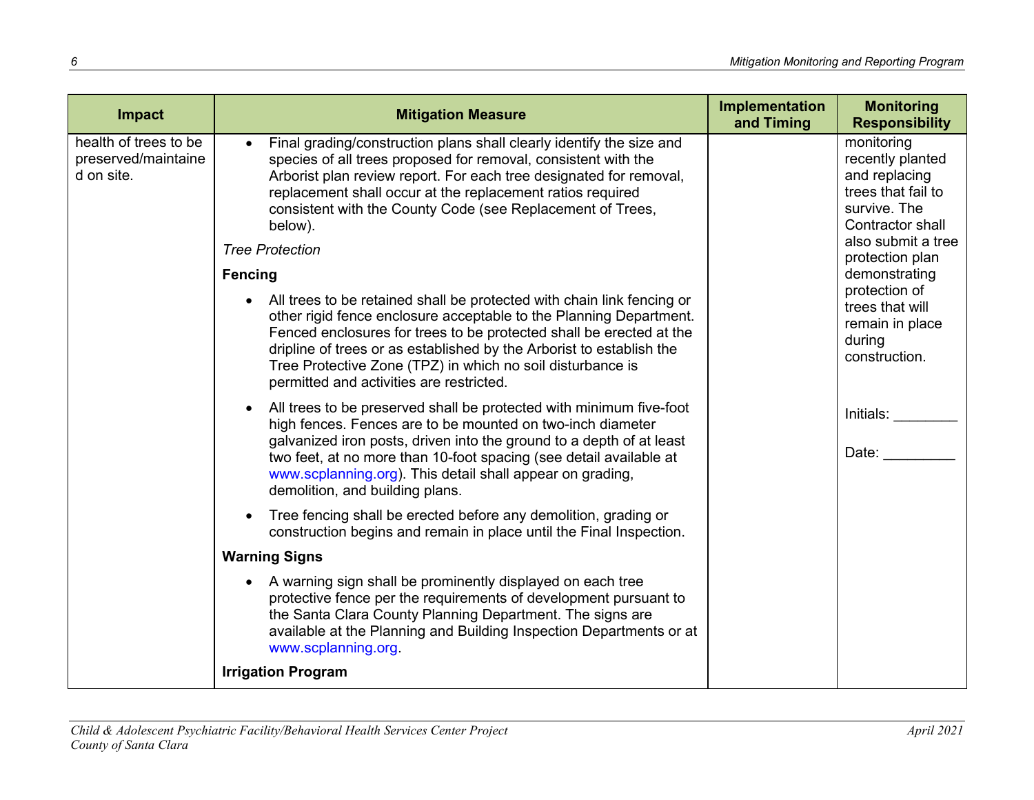| Impact | Mitigation Measure | Implementation and Timing | Monitoring Responsibility |
|---|---|---|---|
| health of trees to be preserved/maintained on site. | • Final grading/construction plans shall clearly identify the size and species of all trees proposed for removal, consistent with the Arborist plan review report. For each tree designated for removal, replacement shall occur at the replacement ratios required consistent with the County Code (see Replacement of Trees, below).<br><br>*Tree Protection*<br><br>**Fencing**<br><br>• All trees to be retained shall be protected with chain link fencing or other rigid fence enclosure acceptable to the Planning Department. Fenced enclosures for trees to be protected shall be erected at the dripline of trees or as established by the Arborist to establish the Tree Protective Zone (TPZ) in which no soil disturbance is permitted and activities are restricted.<br><br>• All trees to be preserved shall be protected with minimum five-foot high fences. Fences are to be mounted on two-inch diameter galvanized iron posts, driven into the ground to a depth of at least two feet, at no more than 10-foot spacing (see detail available at www.scplanning.org). This detail shall appear on grading, demolition, and building plans.<br><br>• Tree fencing shall be erected before any demolition, grading or construction begins and remain in place until the Final Inspection.<br><br>**Warning Signs**<br><br>• A warning sign shall be prominently displayed on each tree protective fence per the requirements of development pursuant to the Santa Clara County Planning Department. The signs are available at the Planning and Building Inspection Departments or at www.scplanning.org.<br><br>**Irrigation Program** | | monitoring recently planted and replacing trees that fail to survive. The Contractor shall also submit a tree protection plan demonstrating protection of trees that will remain in place during construction.<br><br>Initials: ________<br><br>Date: _________ |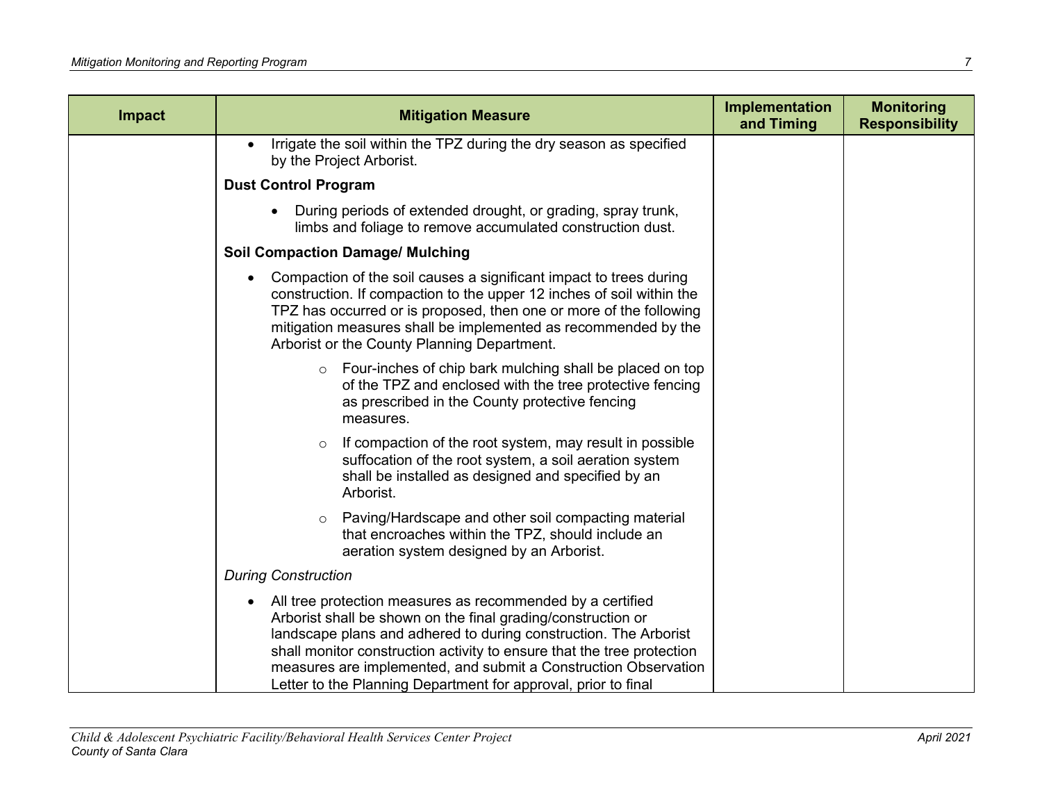| Impact | Mitigation Measure | Implementation and Timing | Monitoring Responsibility |
|---|---|---|---|
| | • Irrigate the soil within the TPZ during the dry season as specified by the Project Arborist.<br><br>**Dust Control Program**<br><br>• During periods of extended drought, or grading, spray trunk, limbs and foliage to remove accumulated construction dust.<br><br>**Soil Compaction Damage/ Mulching**<br><br>• Compaction of the soil causes a significant impact to trees during construction. If compaction to the upper 12 inches of soil within the TPZ has occurred or is proposed, then one or more of the following mitigation measures shall be implemented as recommended by the Arborist or the County Planning Department.<br>  ○ Four-inches of chip bark mulching shall be placed on top of the TPZ and enclosed with the tree protective fencing as prescribed in the County protective fencing measures.<br>  ○ If compaction of the root system, may result in possible suffocation of the root system, a soil aeration system shall be installed as designed and specified by an Arborist.<br>  ○ Paving/Hardscape and other soil compacting material that encroaches within the TPZ, should include an aeration system designed by an Arborist.<br><br>*During Construction*<br><br>• All tree protection measures as recommended by a certified Arborist shall be shown on the final grading/construction or landscape plans and adhered to during construction. The Arborist shall monitor construction activity to ensure that the tree protection measures are implemented, and submit a Construction Observation Letter to the Planning Department for approval, prior to final | | |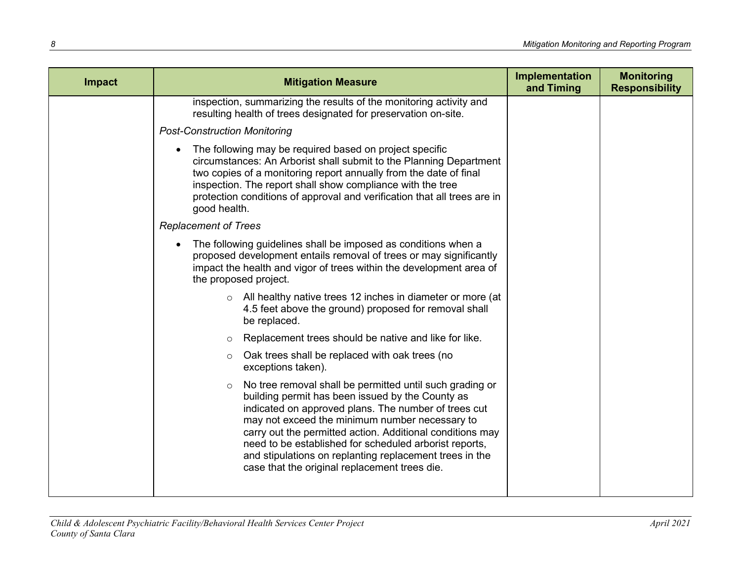| Impact | Mitigation Measure | Implementation and Timing | Monitoring Responsibility |
|---|---|---|---|
| | inspection, summarizing the results of the monitoring activity and resulting health of trees designated for preservation on-site.<br><br>*Post-Construction Monitoring*<br><br>• The following may be required based on project specific circumstances: An Arborist shall submit to the Planning Department two copies of a monitoring report annually from the date of final inspection. The report shall show compliance with the tree protection conditions of approval and verification that all trees are in good health.<br><br>*Replacement of Trees*<br><br>• The following guidelines shall be imposed as conditions when a proposed development entails removal of trees or may significantly impact the health and vigor of trees within the development area of the proposed project.<br><br>○ All healthy native trees 12 inches in diameter or more (at 4.5 feet above the ground) proposed for removal shall be replaced.<br><br>○ Replacement trees should be native and like for like.<br><br>○ Oak trees shall be replaced with oak trees (no exceptions taken).<br><br>○ No tree removal shall be permitted until such grading or building permit has been issued by the County as indicated on approved plans. The number of trees cut may not exceed the minimum number necessary to carry out the permitted action. Additional conditions may need to be established for scheduled arborist reports, and stipulations on replanting replacement trees in the case that the original replacement trees die. | | |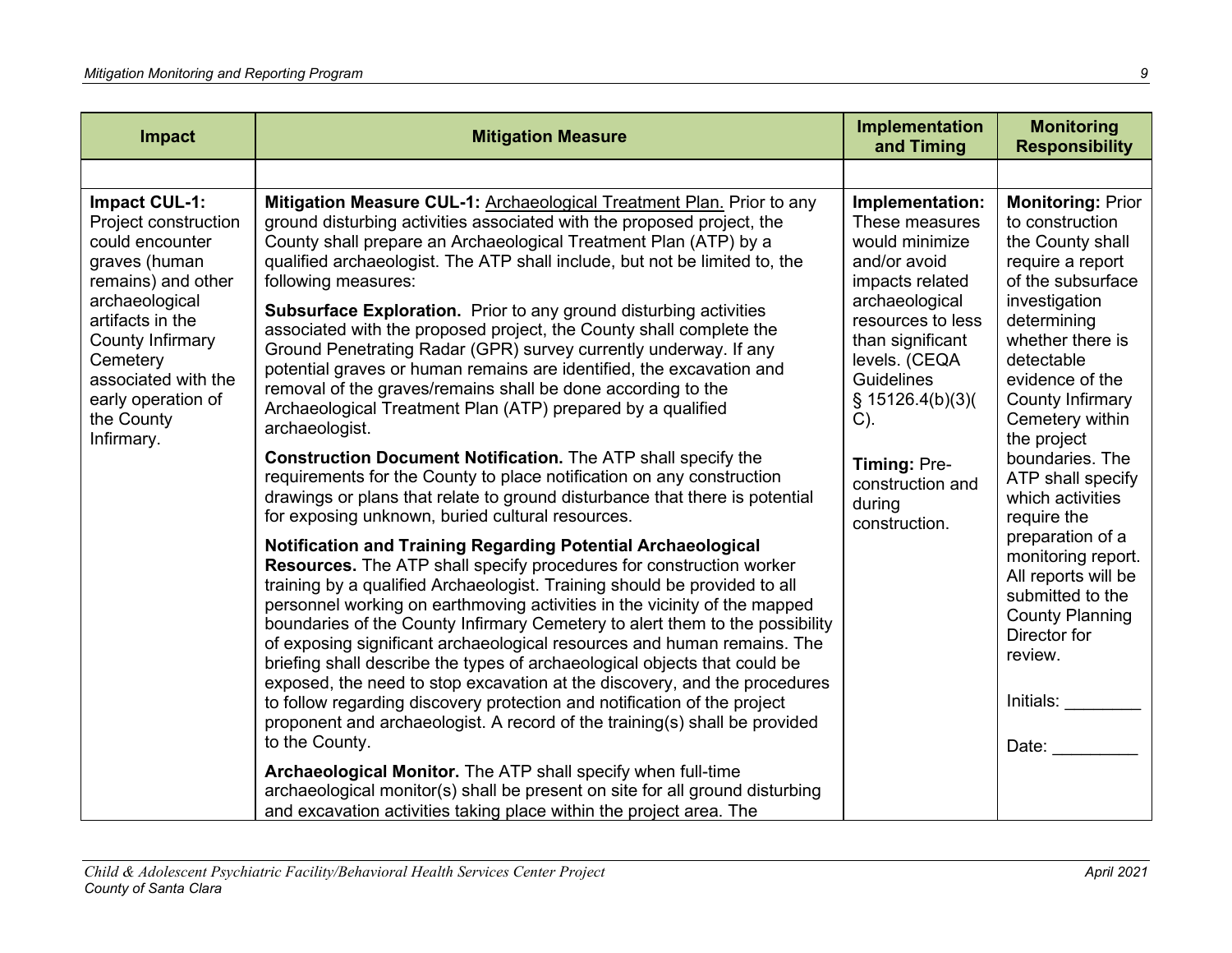| Impact | Mitigation Measure | Implementation and Timing | Monitoring Responsibility |
|---|---|---|---|
| | | | |
| **Impact CUL-1:** Project construction could encounter graves (human remains) and other archaeological artifacts in the County Infirmary Cemetery associated with the early operation of the County Infirmary. | **Mitigation Measure CUL-1:** Archaeological Treatment Plan. Prior to any ground disturbing activities associated with the proposed project, the County shall prepare an Archaeological Treatment Plan (ATP) by a qualified archaeologist. The ATP shall include, but not be limited to, the following measures:<br><br>**Subsurface Exploration.** Prior to any ground disturbing activities associated with the proposed project, the County shall complete the Ground Penetrating Radar (GPR) survey currently underway. If any potential graves or human remains are identified, the excavation and removal of the graves/remains shall be done according to the Archaeological Treatment Plan (ATP) prepared by a qualified archaeologist.<br><br>**Construction Document Notification.** The ATP shall specify the requirements for the County to place notification on any construction drawings or plans that relate to ground disturbance that there is potential for exposing unknown, buried cultural resources.<br><br>**Notification and Training Regarding Potential Archaeological Resources.** The ATP shall specify procedures for construction worker training by a qualified Archaeologist. Training should be provided to all personnel working on earthmoving activities in the vicinity of the mapped boundaries of the County Infirmary Cemetery to alert them to the possibility of exposing significant archaeological resources and human remains. The briefing shall describe the types of archaeological objects that could be exposed, the need to stop excavation at the discovery, and the procedures to follow regarding discovery protection and notification of the project proponent and archaeologist. A record of the training(s) shall be provided to the County.<br><br>**Archaeological Monitor.** The ATP shall specify when full-time archaeological monitor(s) shall be present on site for all ground disturbing and excavation activities taking place within the project area. The | **Implementation:** These measures would minimize and/or avoid impacts related archaeological resources to less than significant levels. (CEQA Guidelines § 15126.4(b)(3)(C).<br><br>**Timing:** Pre-construction and during construction. | **Monitoring:** Prior to construction the County shall require a report of the subsurface investigation determining whether there is detectable evidence of the County Infirmary Cemetery within the project boundaries. The ATP shall specify which activities require the preparation of a monitoring report. All reports will be submitted to the County Planning Director for review.<br><br>Initials: ________<br><br>Date: _________ |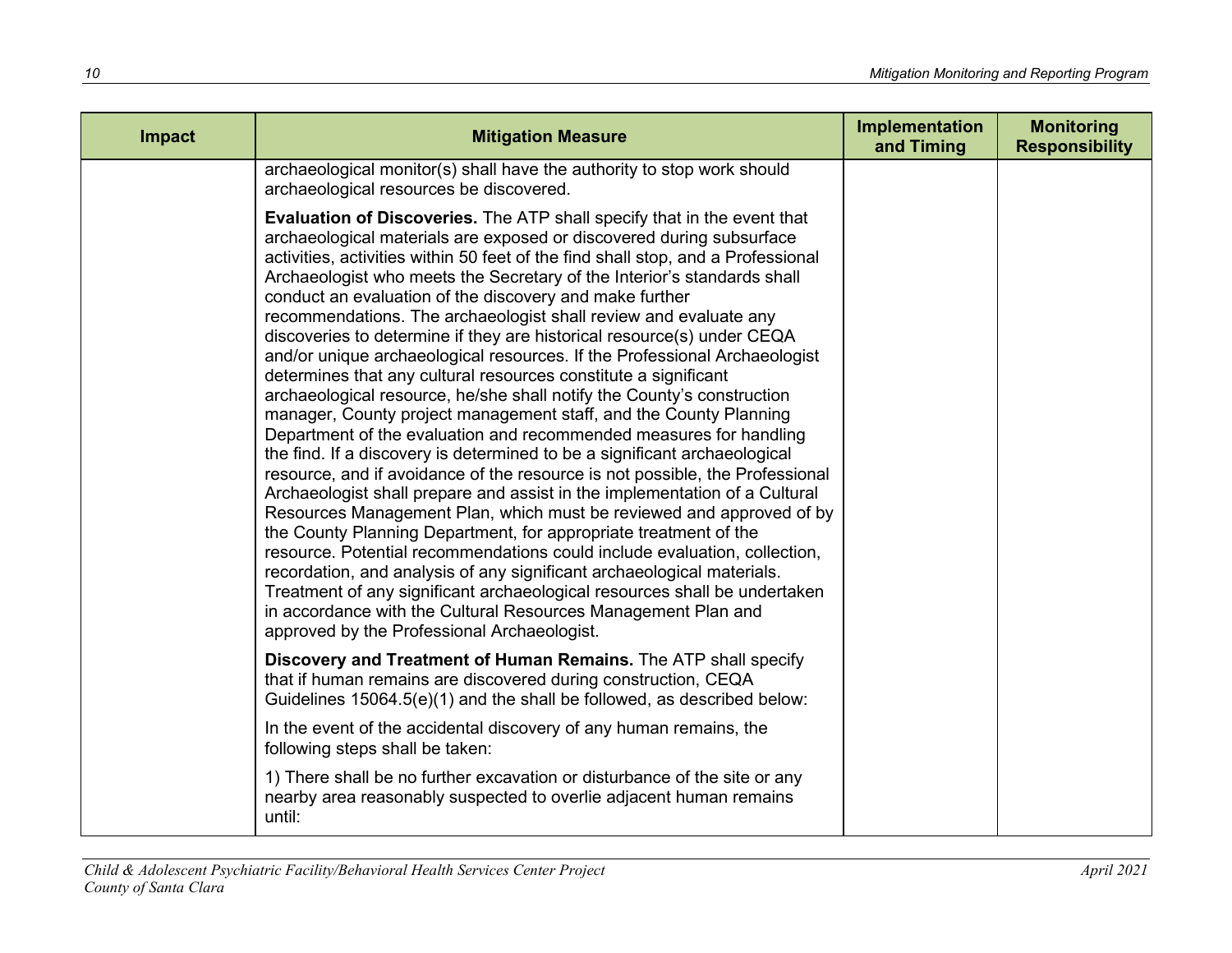| Impact | Mitigation Measure | Implementation and Timing | Monitoring Responsibility |
|---|---|---|---|
| | archaeological monitor(s) shall have the authority to stop work should archaeological resources be discovered.<br><br>**Evaluation of Discoveries.** The ATP shall specify that in the event that archaeological materials are exposed or discovered during subsurface activities, activities within 50 feet of the find shall stop, and a Professional Archaeologist who meets the Secretary of the Interior's standards shall conduct an evaluation of the discovery and make further recommendations. The archaeologist shall review and evaluate any discoveries to determine if they are historical resource(s) under CEQA and/or unique archaeological resources. If the Professional Archaeologist determines that any cultural resources constitute a significant archaeological resource, he/she shall notify the County's construction manager, County project management staff, and the County Planning Department of the evaluation and recommended measures for handling the find. If a discovery is determined to be a significant archaeological resource, and if avoidance of the resource is not possible, the Professional Archaeologist shall prepare and assist in the implementation of a Cultural Resources Management Plan, which must be reviewed and approved of by the County Planning Department, for appropriate treatment of the resource. Potential recommendations could include evaluation, collection, recordation, and analysis of any significant archaeological materials. Treatment of any significant archaeological resources shall be undertaken in accordance with the Cultural Resources Management Plan and approved by the Professional Archaeologist.<br><br>**Discovery and Treatment of Human Remains.** The ATP shall specify that if human remains are discovered during construction, CEQA Guidelines 15064.5(e)(1) and the shall be followed, as described below:<br><br>In the event of the accidental discovery of any human remains, the following steps shall be taken:<br><br>1) There shall be no further excavation or disturbance of the site or any nearby area reasonably suspected to overlie adjacent human remains until: | | |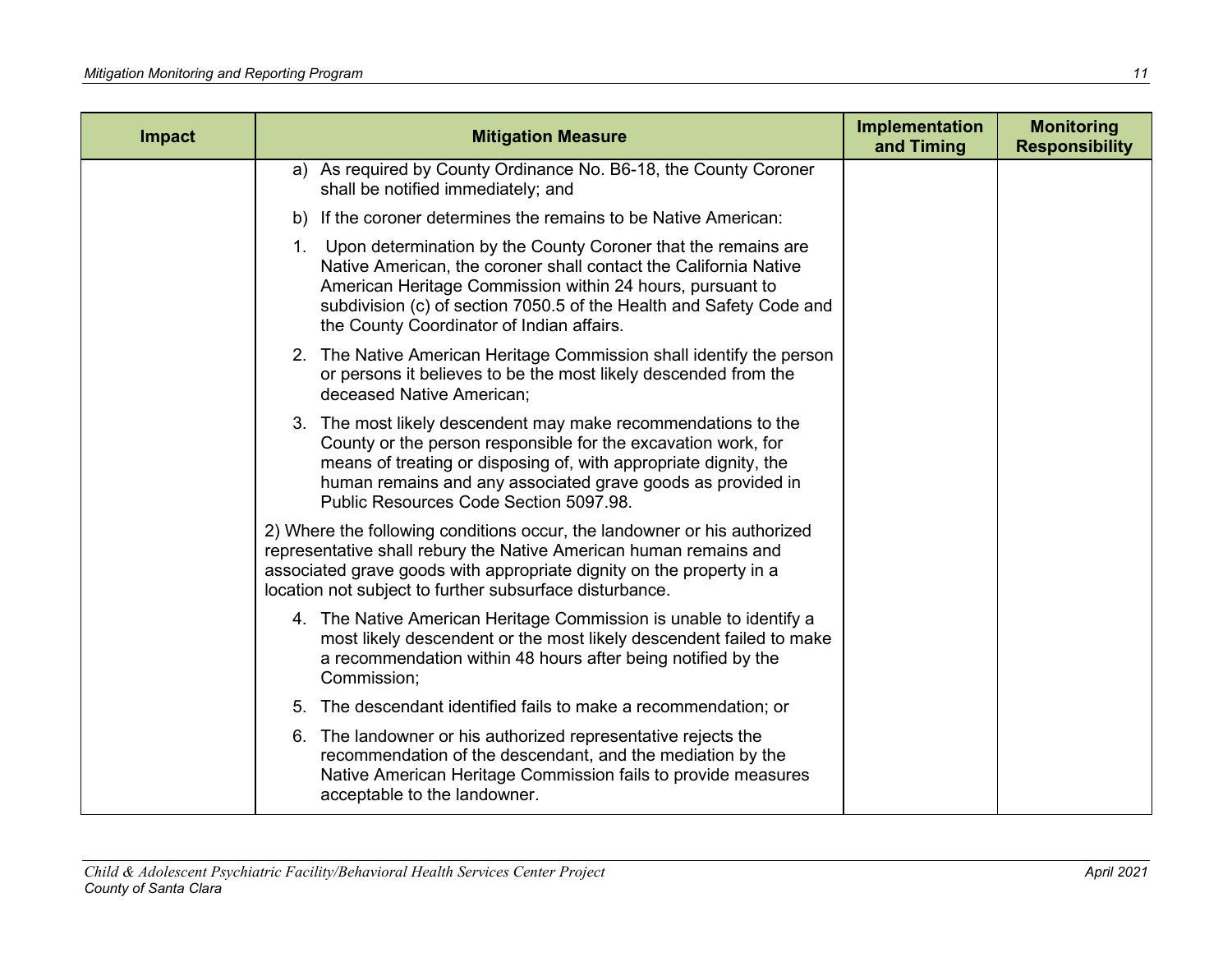| Impact | Mitigation Measure | Implementation and Timing | Monitoring Responsibility |
| --- | --- | --- | --- |
| | a) As required by County Ordinance No. B6-18, the County Coroner shall be notified immediately; and<br><br>b) If the coroner determines the remains to be Native American:<br><br>1. Upon determination by the County Coroner that the remains are Native American, the coroner shall contact the California Native American Heritage Commission within 24 hours, pursuant to subdivision (c) of section 7050.5 of the Health and Safety Code and the County Coordinator of Indian affairs.<br><br>2. The Native American Heritage Commission shall identify the person or persons it believes to be the most likely descended from the deceased Native American;<br><br>3. The most likely descendent may make recommendations to the County or the person responsible for the excavation work, for means of treating or disposing of, with appropriate dignity, the human remains and any associated grave goods as provided in Public Resources Code Section 5097.98.<br><br>2) Where the following conditions occur, the landowner or his authorized representative shall rebury the Native American human remains and associated grave goods with appropriate dignity on the property in a location not subject to further subsurface disturbance.<br><br>4. The Native American Heritage Commission is unable to identify a most likely descendent or the most likely descendent failed to make a recommendation within 48 hours after being notified by the Commission;<br><br>5. The descendant identified fails to make a recommendation; or<br><br>6. The landowner or his authorized representative rejects the recommendation of the descendant, and the mediation by the Native American Heritage Commission fails to provide measures acceptable to the landowner. | | |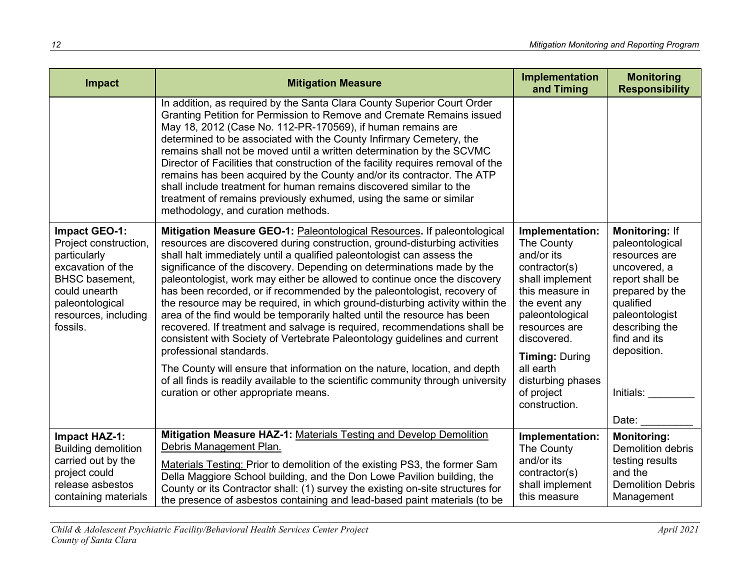| Impact | Mitigation Measure | Implementation and Timing | Monitoring Responsibility |
|---|---|---|---|
| | In addition, as required by the Santa Clara County Superior Court Order Granting Petition for Permission to Remove and Cremate Remains issued May 18, 2012 (Case No. 112-PR-170569), if human remains are determined to be associated with the County Infirmary Cemetery, the remains shall not be moved until a written determination by the SCVMC Director of Facilities that construction of the facility requires removal of the remains has been acquired by the County and/or its contractor. The ATP shall include treatment for human remains discovered similar to the treatment of remains previously exhumed, using the same or similar methodology, and curation methods. | | |
| **Impact GEO-1:** Project construction, particularly excavation of the BHSC basement, could unearth paleontological resources, including fossils. | **Mitigation Measure GEO-1:** <u>Paleontological Resources</u>**.** If paleontological resources are discovered during construction, ground-disturbing activities shall halt immediately until a qualified paleontologist can assess the significance of the discovery. Depending on determinations made by the paleontologist, work may either be allowed to continue once the discovery has been recorded, or if recommended by the paleontologist, recovery of the resource may be required, in which ground-disturbing activity within the area of the find would be temporarily halted until the resource has been recovered. If treatment and salvage is required, recommendations shall be consistent with Society of Vertebrate Paleontology guidelines and current professional standards.<br><br>The County will ensure that information on the nature, location, and depth of all finds is readily available to the scientific community through university curation or other appropriate means. | **Implementation:** The County and/or its contractor(s) shall implement this measure in the event any paleontological resources are discovered.<br><br>**Timing:** During all earth disturbing phases of project construction. | **Monitoring:** If paleontological resources are uncovered, a report shall be prepared by the qualified paleontologist describing the find and its deposition.<br><br>Initials: ________<br><br>Date: _________ |
| **Impact HAZ-1:** Building demolition carried out by the project could release asbestos containing materials | **Mitigation Measure HAZ-1:** <u>Materials Testing and Develop Demolition Debris Management Plan.</u><br><br><u>Materials Testing:</u> Prior to demolition of the existing PS3, the former Sam Della Maggiore School building, and the Don Lowe Pavilion building, the County or its Contractor shall: (1) survey the existing on-site structures for the presence of asbestos containing and lead-based paint materials (to be | **Implementation:** The County and/or its contractor(s) shall implement this measure | **Monitoring:** Demolition debris testing results and the Demolition Debris Management |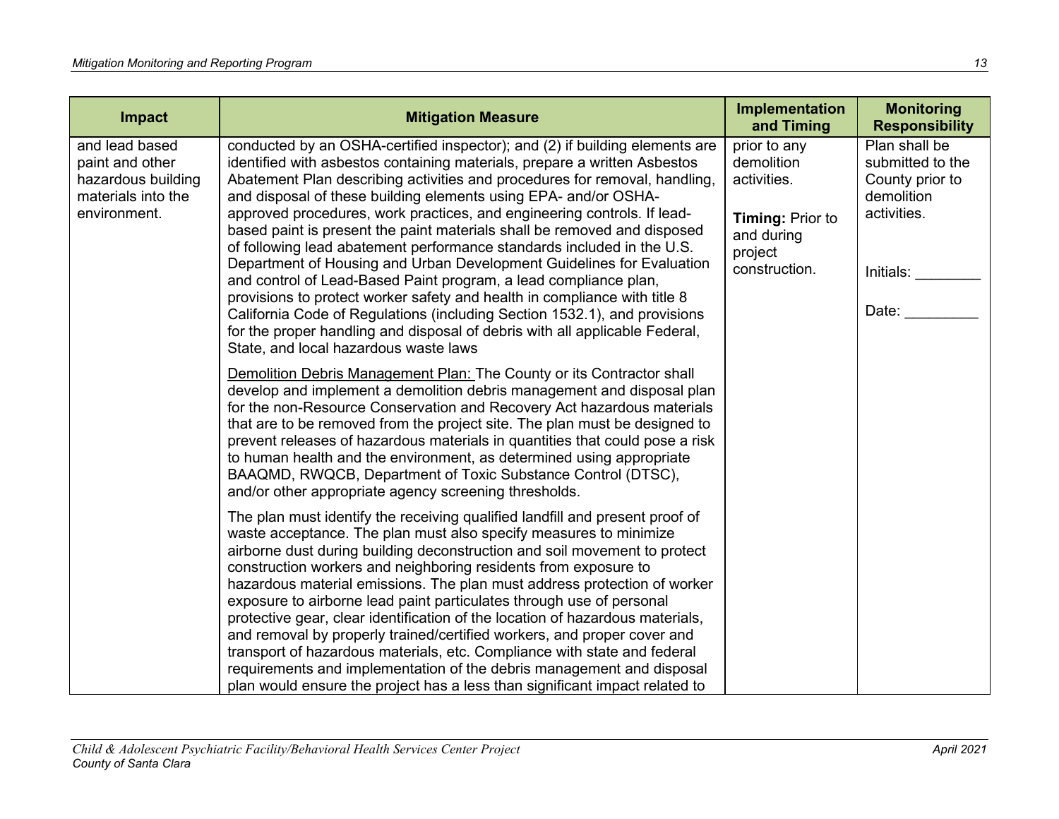| Impact | Mitigation Measure | Implementation and Timing | Monitoring Responsibility |
|---|---|---|---|
| and lead based paint and other hazardous building materials into the environment. | conducted by an OSHA-certified inspector); and (2) if building elements are identified with asbestos containing materials, prepare a written Asbestos Abatement Plan describing activities and procedures for removal, handling, and disposal of these building elements using EPA- and/or OSHA-approved procedures, work practices, and engineering controls. If lead-based paint is present the paint materials shall be removed and disposed of following lead abatement performance standards included in the U.S. Department of Housing and Urban Development Guidelines for Evaluation and control of Lead-Based Paint program, a lead compliance plan, provisions to protect worker safety and health in compliance with title 8 California Code of Regulations (including Section 1532.1), and provisions for the proper handling and disposal of debris with all applicable Federal, State, and local hazardous waste laws<br><br><u>Demolition Debris Management Plan:</u> The County or its Contractor shall develop and implement a demolition debris management and disposal plan for the non-Resource Conservation and Recovery Act hazardous materials that are to be removed from the project site. The plan must be designed to prevent releases of hazardous materials in quantities that could pose a risk to human health and the environment, as determined using appropriate BAAQMD, RWQCB, Department of Toxic Substance Control (DTSC), and/or other appropriate agency screening thresholds.<br><br>The plan must identify the receiving qualified landfill and present proof of waste acceptance. The plan must also specify measures to minimize airborne dust during building deconstruction and soil movement to protect construction workers and neighboring residents from exposure to hazardous material emissions. The plan must address protection of worker exposure to airborne lead paint particulates through use of personal protective gear, clear identification of the location of hazardous materials, and removal by properly trained/certified workers, and proper cover and transport of hazardous materials, etc. Compliance with state and federal requirements and implementation of the debris management and disposal plan would ensure the project has a less than significant impact related to | prior to any demolition activities.<br><br>**Timing:** Prior to and during project construction. | Plan shall be submitted to the County prior to demolition activities.<br><br>Initials: ________<br><br>Date: _________ |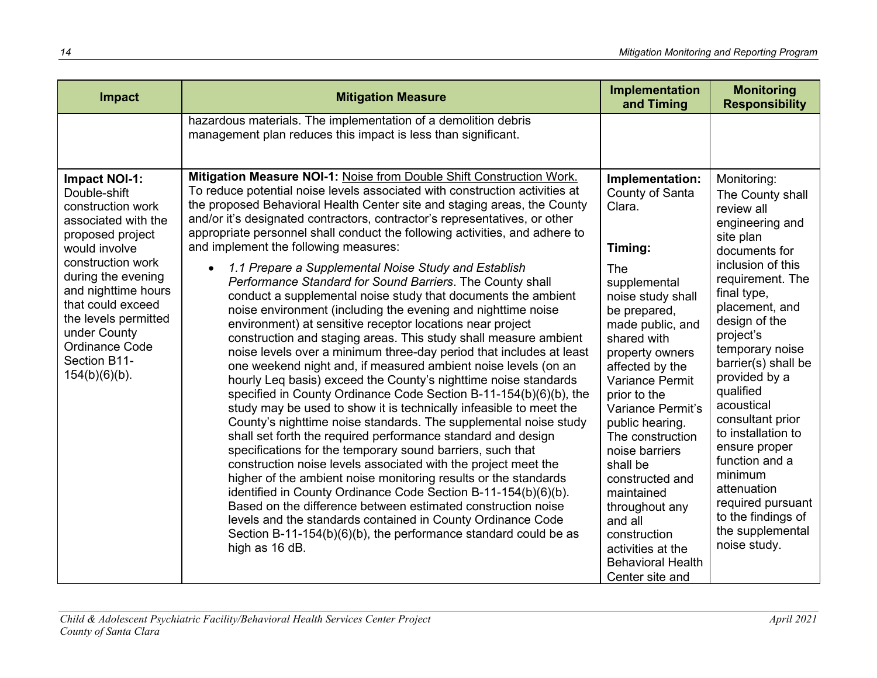| Impact | Mitigation Measure | Implementation and Timing | Monitoring Responsibility |
|---|---|---|---|
| | hazardous materials. The implementation of a demolition debris management plan reduces this impact is less than significant. | | |
| **Impact NOI-1:** Double-shift construction work associated with the proposed project would involve construction work during the evening and nighttime hours that could exceed the levels permitted under County Ordinance Code Section B11-154(b)(6)(b). | **Mitigation Measure NOI-1:** Noise from Double Shift Construction Work. To reduce potential noise levels associated with construction activities at the proposed Behavioral Health Center site and staging areas, the County and/or it's designated contractors, contractor's representatives, or other appropriate personnel shall conduct the following activities, and adhere to and implement the following measures:<br><br>• *1.1 Prepare a Supplemental Noise Study and Establish Performance Standard for Sound Barriers*. The County shall conduct a supplemental noise study that documents the ambient noise environment (including the evening and nighttime noise environment) at sensitive receptor locations near project construction and staging areas. This study shall measure ambient noise levels over a minimum three-day period that includes at least one weekend night and, if measured ambient noise levels (on an hourly Leq basis) exceed the County's nighttime noise standards specified in County Ordinance Code Section B-11-154(b)(6)(b), the study may be used to show it is technically infeasible to meet the County's nighttime noise standards. The supplemental noise study shall set forth the required performance standard and design specifications for the temporary sound barriers, such that construction noise levels associated with the project meet the higher of the ambient noise monitoring results or the standards identified in County Ordinance Code Section B-11-154(b)(6)(b). Based on the difference between estimated construction noise levels and the standards contained in County Ordinance Code Section B-11-154(b)(6)(b), the performance standard could be as high as 16 dB. | **Implementation:** County of Santa Clara.<br><br>**Timing:**<br>The supplemental noise study shall be prepared, made public, and shared with property owners affected by the Variance Permit prior to the Variance Permit's public hearing. The construction noise barriers shall be constructed and maintained throughout any and all construction activities at the Behavioral Health Center site and | Monitoring:<br>The County shall review all engineering and site plan documents for inclusion of this requirement. The final type, placement, and design of the project's temporary noise barrier(s) shall be provided by a qualified acoustical consultant prior to installation to ensure proper function and a minimum attenuation required pursuant to the findings of the supplemental noise study. |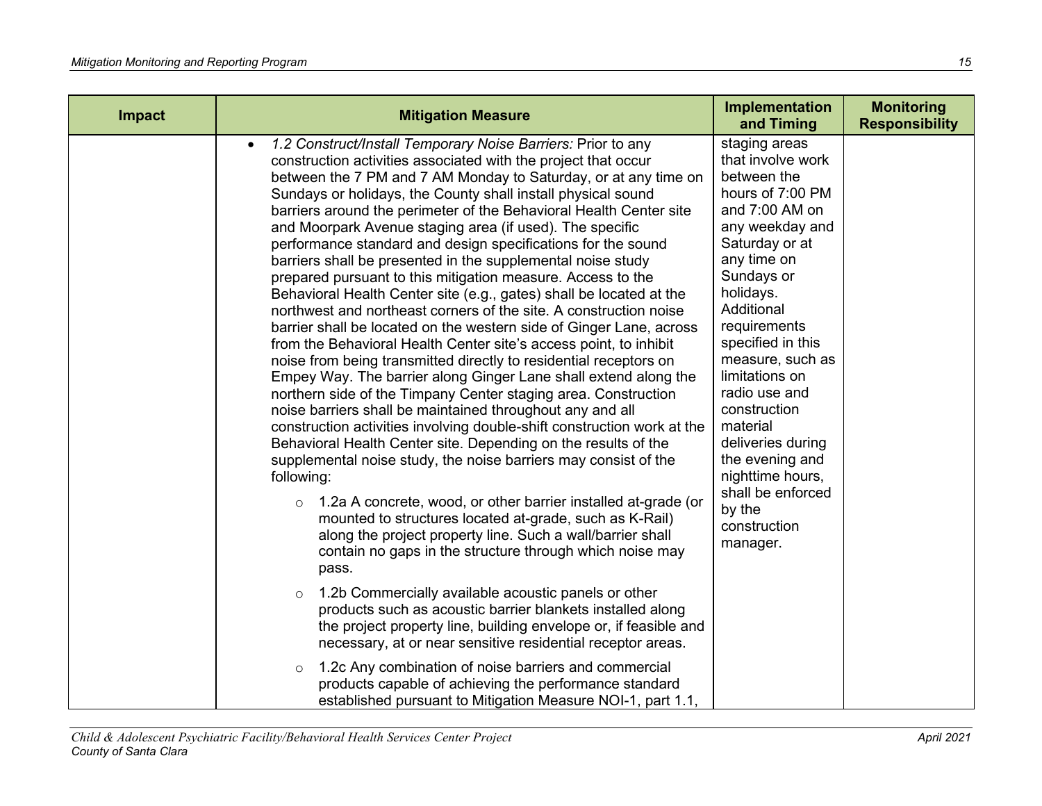| Impact | Mitigation Measure | Implementation and Timing | Monitoring Responsibility |
|---|---|---|---|
| | • *1.2 Construct/Install Temporary Noise Barriers:* Prior to any construction activities associated with the project that occur between the 7 PM and 7 AM Monday to Saturday, or at any time on Sundays or holidays, the County shall install physical sound barriers around the perimeter of the Behavioral Health Center site and Moorpark Avenue staging area (if used). The specific performance standard and design specifications for the sound barriers shall be presented in the supplemental noise study prepared pursuant to this mitigation measure. Access to the Behavioral Health Center site (e.g., gates) shall be located at the northwest and northeast corners of the site. A construction noise barrier shall be located on the western side of Ginger Lane, across from the Behavioral Health Center site's access point, to inhibit noise from being transmitted directly to residential receptors on Empey Way. The barrier along Ginger Lane shall extend along the northern side of the Timpany Center staging area. Construction noise barriers shall be maintained throughout any and all construction activities involving double-shift construction work at the Behavioral Health Center site. Depending on the results of the supplemental noise study, the noise barriers may consist of the following:<br>◦ 1.2a A concrete, wood, or other barrier installed at-grade (or mounted to structures located at-grade, such as K-Rail) along the project property line. Such a wall/barrier shall contain no gaps in the structure through which noise may pass.<br>◦ 1.2b Commercially available acoustic panels or other products such as acoustic barrier blankets installed along the project property line, building envelope or, if feasible and necessary, at or near sensitive residential receptor areas.<br>◦ 1.2c Any combination of noise barriers and commercial products capable of achieving the performance standard established pursuant to Mitigation Measure NOI-1, part 1.1, | staging areas that involve work between the hours of 7:00 PM and 7:00 AM on any weekday and Saturday or at any time on Sundays or holidays. Additional requirements specified in this measure, such as limitations on radio use and construction material deliveries during the evening and nighttime hours, shall be enforced by the construction manager. | |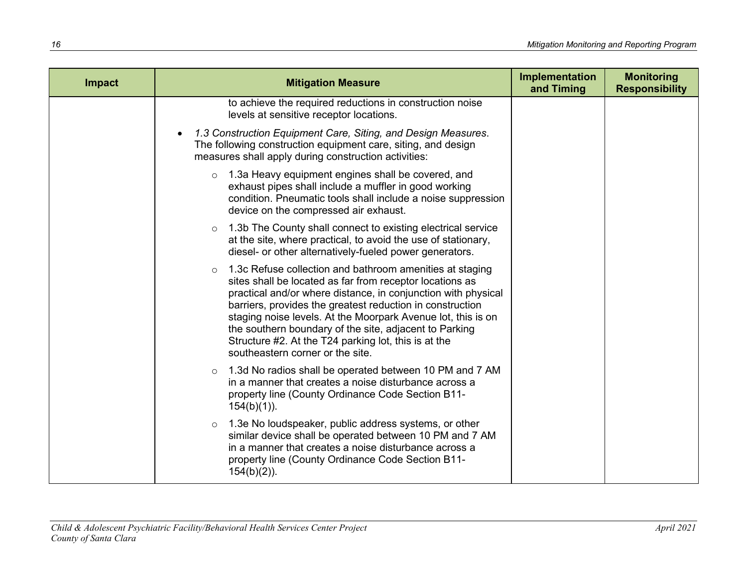| Impact | Mitigation Measure | Implementation and Timing | Monitoring Responsibility |
|---|---|---|---|
| | to achieve the required reductions in construction noise levels at sensitive receptor locations.<br><br>• *1.3 Construction Equipment Care, Siting, and Design Measures*. The following construction equipment care, siting, and design measures shall apply during construction activities:<br><br>○ 1.3a Heavy equipment engines shall be covered, and exhaust pipes shall include a muffler in good working condition. Pneumatic tools shall include a noise suppression device on the compressed air exhaust.<br><br>○ 1.3b The County shall connect to existing electrical service at the site, where practical, to avoid the use of stationary, diesel- or other alternatively-fueled power generators.<br><br>○ 1.3c Refuse collection and bathroom amenities at staging sites shall be located as far from receptor locations as practical and/or where distance, in conjunction with physical barriers, provides the greatest reduction in construction staging noise levels. At the Moorpark Avenue lot, this is on the southern boundary of the site, adjacent to Parking Structure #2. At the T24 parking lot, this is at the southeastern corner or the site.<br><br>○ 1.3d No radios shall be operated between 10 PM and 7 AM in a manner that creates a noise disturbance across a property line (County Ordinance Code Section B11-154(b)(1)).<br><br>○ 1.3e No loudspeaker, public address systems, or other similar device shall be operated between 10 PM and 7 AM in a manner that creates a noise disturbance across a property line (County Ordinance Code Section B11-154(b)(2)). | | |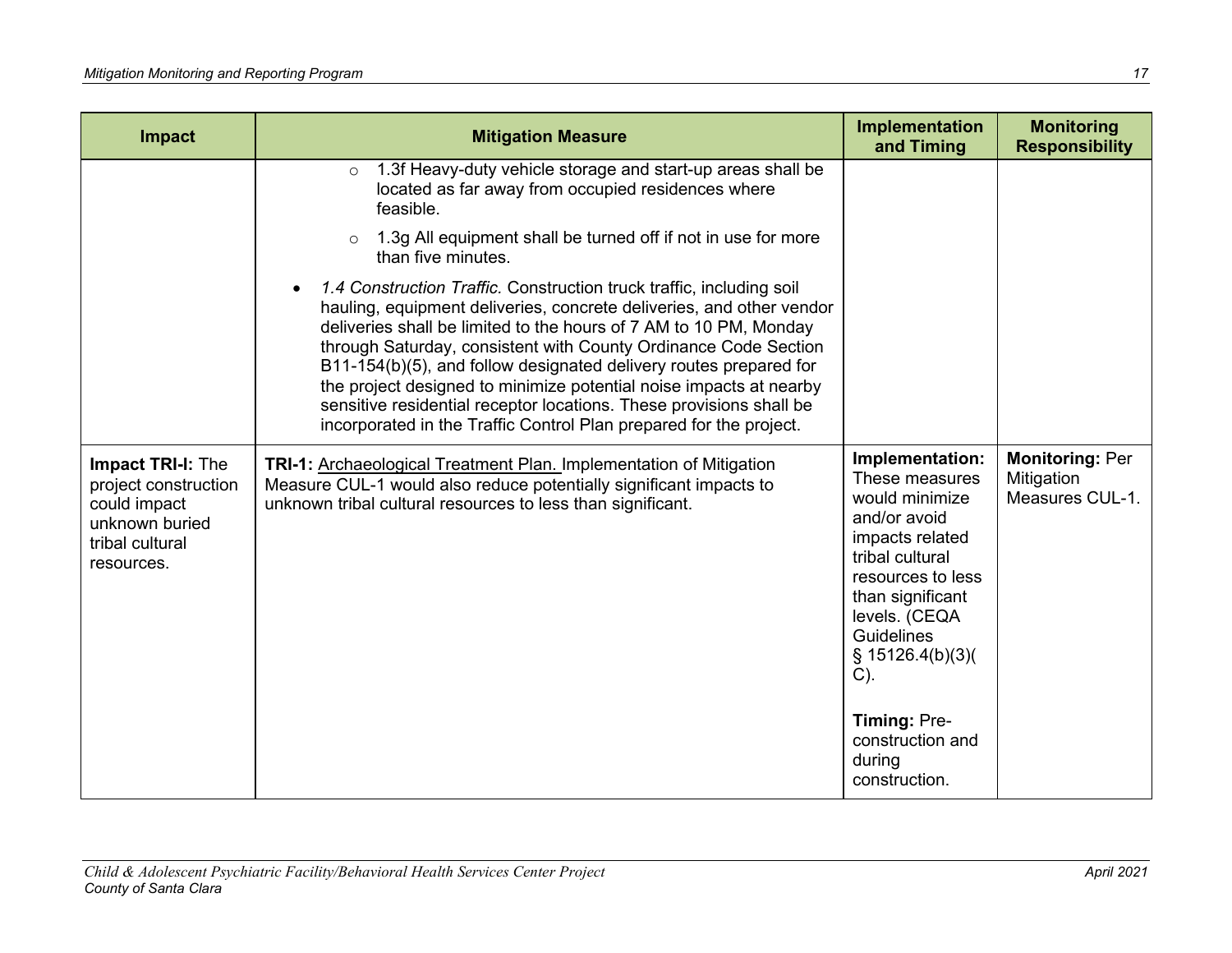| Impact | Mitigation Measure | Implementation and Timing | Monitoring Responsibility |
|---|---|---|---|
| | ◦ 1.3f Heavy-duty vehicle storage and start-up areas shall be located as far away from occupied residences where feasible.<br>◦ 1.3g All equipment shall be turned off if not in use for more than five minutes.<br>• *1.4 Construction Traffic.* Construction truck traffic, including soil hauling, equipment deliveries, concrete deliveries, and other vendor deliveries shall be limited to the hours of 7 AM to 10 PM, Monday through Saturday, consistent with County Ordinance Code Section B11-154(b)(5), and follow designated delivery routes prepared for the project designed to minimize potential noise impacts at nearby sensitive residential receptor locations. These provisions shall be incorporated in the Traffic Control Plan prepared for the project. | | |
| **Impact TRI-I:** The project construction could impact unknown buried tribal cultural resources. | **TRI-1:** Archaeological Treatment Plan. Implementation of Mitigation Measure CUL-1 would also reduce potentially significant impacts to unknown tribal cultural resources to less than significant. | **Implementation:** These measures would minimize and/or avoid impacts related tribal cultural resources to less than significant levels. (CEQA Guidelines § 15126.4(b)(3)(C).<br><br>**Timing:** Pre-construction and during construction. | **Monitoring:** Per Mitigation Measures CUL-1. |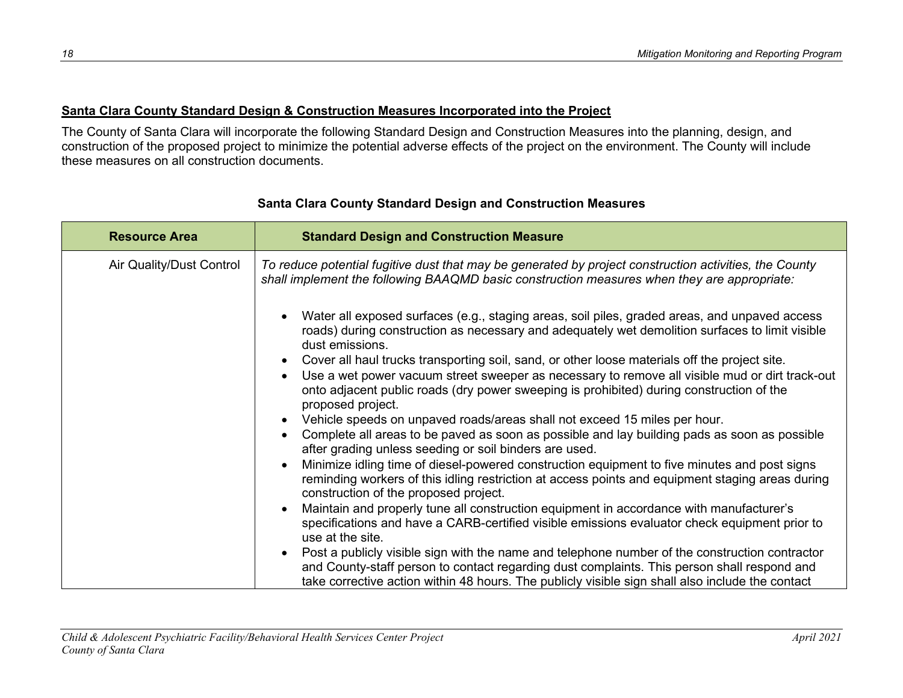**Santa Clara County Standard Design & Construction Measures Incorporated into the Project**

The County of Santa Clara will incorporate the following Standard Design and Construction Measures into the planning, design, and construction of the proposed project to minimize the potential adverse effects of the project on the environment. The County will include these measures on all construction documents.

**Santa Clara County Standard Design and Construction Measures**

| Resource Area | Standard Design and Construction Measure |
|---|---|
| Air Quality/Dust Control | *To reduce potential fugitive dust that may be generated by project construction activities, the County shall implement the following BAAQMD basic construction measures when they are appropriate:*<br><br>• Water all exposed surfaces (e.g., staging areas, soil piles, graded areas, and unpaved access roads) during construction as necessary and adequately wet demolition surfaces to limit visible dust emissions.<br>• Cover all haul trucks transporting soil, sand, or other loose materials off the project site.<br>• Use a wet power vacuum street sweeper as necessary to remove all visible mud or dirt track-out onto adjacent public roads (dry power sweeping is prohibited) during construction of the proposed project.<br>• Vehicle speeds on unpaved roads/areas shall not exceed 15 miles per hour.<br>• Complete all areas to be paved as soon as possible and lay building pads as soon as possible after grading unless seeding or soil binders are used.<br>• Minimize idling time of diesel-powered construction equipment to five minutes and post signs reminding workers of this idling restriction at access points and equipment staging areas during construction of the proposed project.<br>• Maintain and properly tune all construction equipment in accordance with manufacturer's specifications and have a CARB-certified visible emissions evaluator check equipment prior to use at the site.<br>• Post a publicly visible sign with the name and telephone number of the construction contractor and County-staff person to contact regarding dust complaints. This person shall respond and take corrective action within 48 hours. The publicly visible sign shall also include the contact |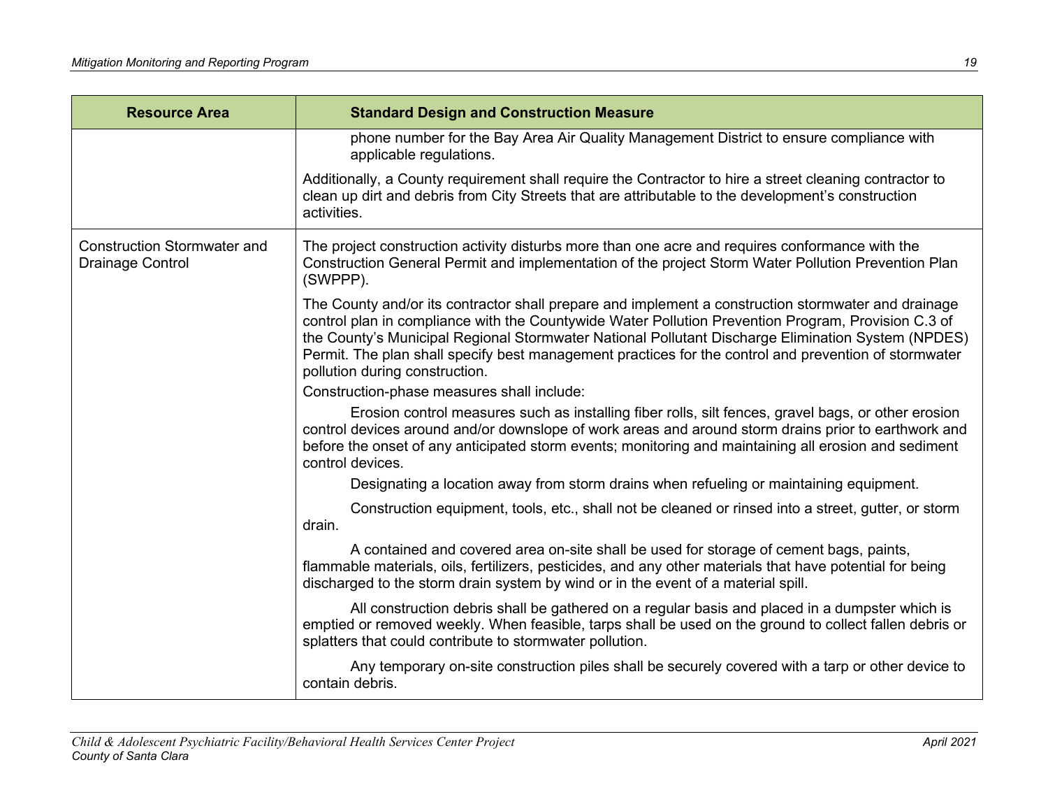| Resource Area | Standard Design and Construction Measure |
|---|---|
| | phone number for the Bay Area Air Quality Management District to ensure compliance with applicable regulations.<br><br>Additionally, a County requirement shall require the Contractor to hire a street cleaning contractor to clean up dirt and debris from City Streets that are attributable to the development's construction activities. |
| Construction Stormwater and Drainage Control | The project construction activity disturbs more than one acre and requires conformance with the Construction General Permit and implementation of the project Storm Water Pollution Prevention Plan (SWPPP).<br><br>The County and/or its contractor shall prepare and implement a construction stormwater and drainage control plan in compliance with the Countywide Water Pollution Prevention Program, Provision C.3 of the County's Municipal Regional Stormwater National Pollutant Discharge Elimination System (NPDES) Permit. The plan shall specify best management practices for the control and prevention of stormwater pollution during construction.<br><br>Construction-phase measures shall include:<br><br>Erosion control measures such as installing fiber rolls, silt fences, gravel bags, or other erosion control devices around and/or downslope of work areas and around storm drains prior to earthwork and before the onset of any anticipated storm events; monitoring and maintaining all erosion and sediment control devices.<br><br>Designating a location away from storm drains when refueling or maintaining equipment.<br><br>Construction equipment, tools, etc., shall not be cleaned or rinsed into a street, gutter, or storm drain.<br><br>A contained and covered area on-site shall be used for storage of cement bags, paints, flammable materials, oils, fertilizers, pesticides, and any other materials that have potential for being discharged to the storm drain system by wind or in the event of a material spill.<br><br>All construction debris shall be gathered on a regular basis and placed in a dumpster which is emptied or removed weekly. When feasible, tarps shall be used on the ground to collect fallen debris or splatters that could contribute to stormwater pollution.<br><br>Any temporary on-site construction piles shall be securely covered with a tarp or other device to contain debris. |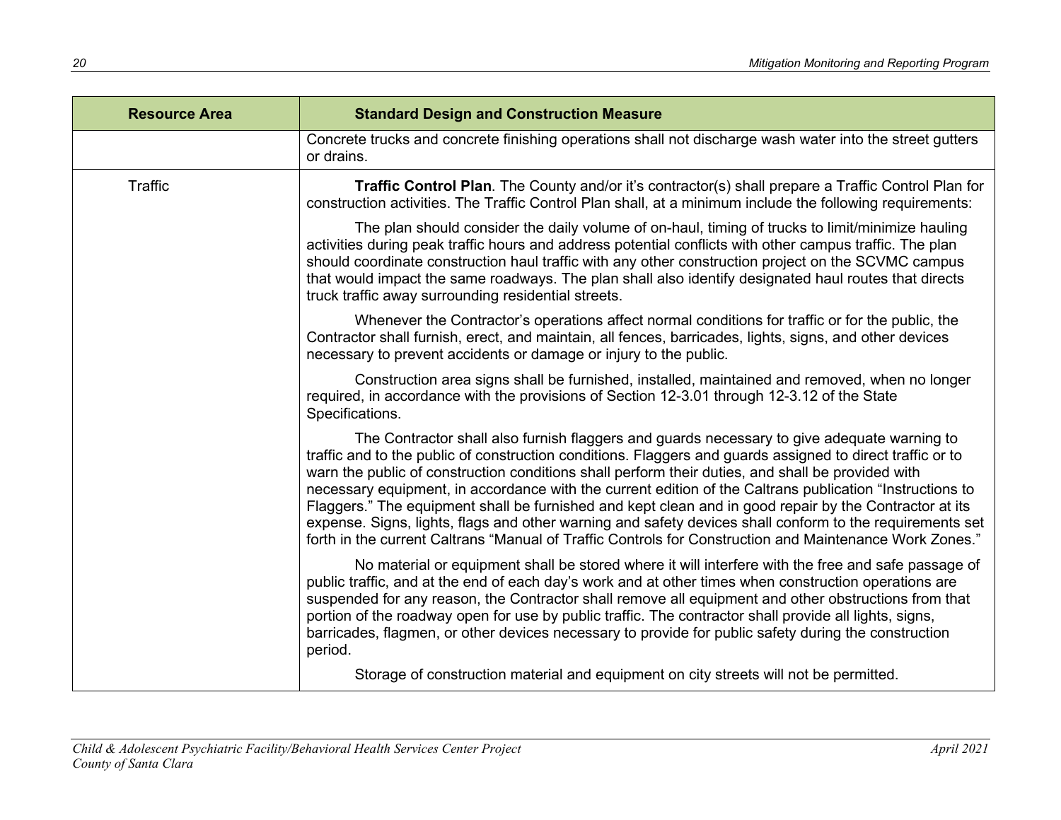| Resource Area | Standard Design and Construction Measure |
|---|---|
| | Concrete trucks and concrete finishing operations shall not discharge wash water into the street gutters or drains. |
| Traffic | **Traffic Control Plan**. The County and/or it's contractor(s) shall prepare a Traffic Control Plan for construction activities. The Traffic Control Plan shall, at a minimum include the following requirements: |
| | The plan should consider the daily volume of on-haul, timing of trucks to limit/minimize hauling activities during peak traffic hours and address potential conflicts with other campus traffic. The plan should coordinate construction haul traffic with any other construction project on the SCVMC campus that would impact the same roadways. The plan shall also identify designated haul routes that directs truck traffic away surrounding residential streets. |
| | Whenever the Contractor's operations affect normal conditions for traffic or for the public, the Contractor shall furnish, erect, and maintain, all fences, barricades, lights, signs, and other devices necessary to prevent accidents or damage or injury to the public. |
| | Construction area signs shall be furnished, installed, maintained and removed, when no longer required, in accordance with the provisions of Section 12-3.01 through 12-3.12 of the State Specifications. |
| | The Contractor shall also furnish flaggers and guards necessary to give adequate warning to traffic and to the public of construction conditions. Flaggers and guards assigned to direct traffic or to warn the public of construction conditions shall perform their duties, and shall be provided with necessary equipment, in accordance with the current edition of the Caltrans publication "Instructions to Flaggers." The equipment shall be furnished and kept clean and in good repair by the Contractor at its expense. Signs, lights, flags and other warning and safety devices shall conform to the requirements set forth in the current Caltrans "Manual of Traffic Controls for Construction and Maintenance Work Zones." |
| | No material or equipment shall be stored where it will interfere with the free and safe passage of public traffic, and at the end of each day's work and at other times when construction operations are suspended for any reason, the Contractor shall remove all equipment and other obstructions from that portion of the roadway open for use by public traffic. The contractor shall provide all lights, signs, barricades, flagmen, or other devices necessary to provide for public safety during the construction period. |
| | Storage of construction material and equipment on city streets will not be permitted. |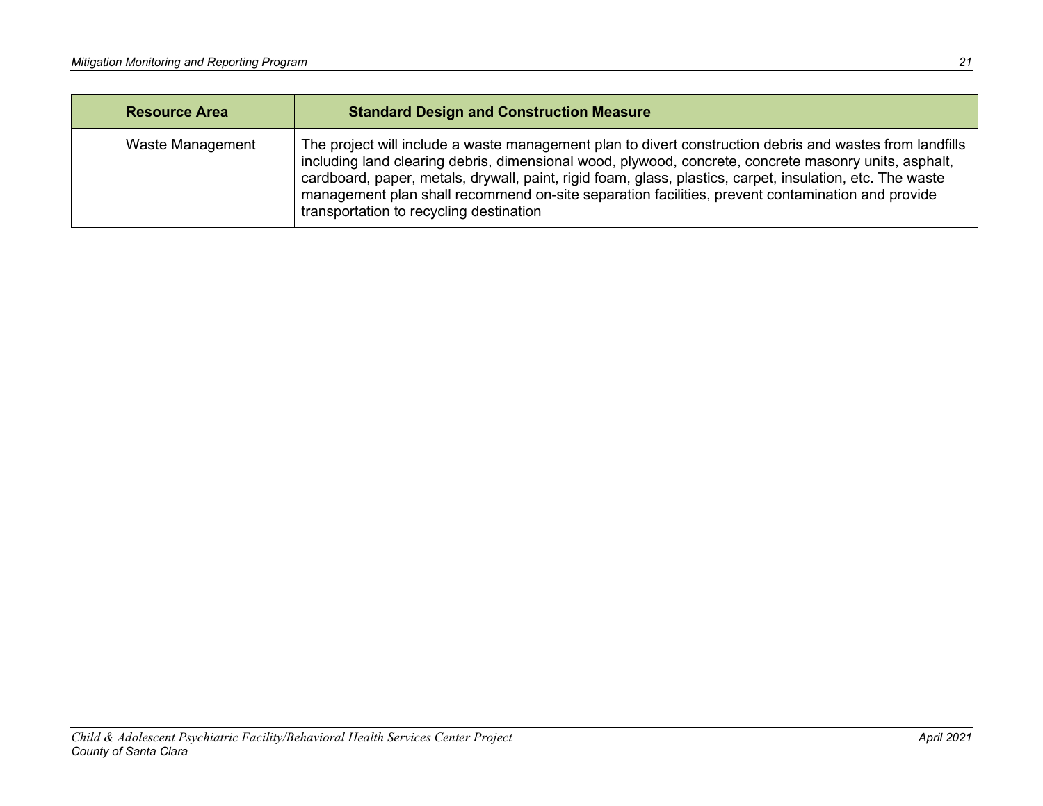| Resource Area | Standard Design and Construction Measure |
|---|---|
| Waste Management | The project will include a waste management plan to divert construction debris and wastes from landfills including land clearing debris, dimensional wood, plywood, concrete, concrete masonry units, asphalt, cardboard, paper, metals, drywall, paint, rigid foam, glass, plastics, carpet, insulation, etc. The waste management plan shall recommend on-site separation facilities, prevent contamination and provide transportation to recycling destination |